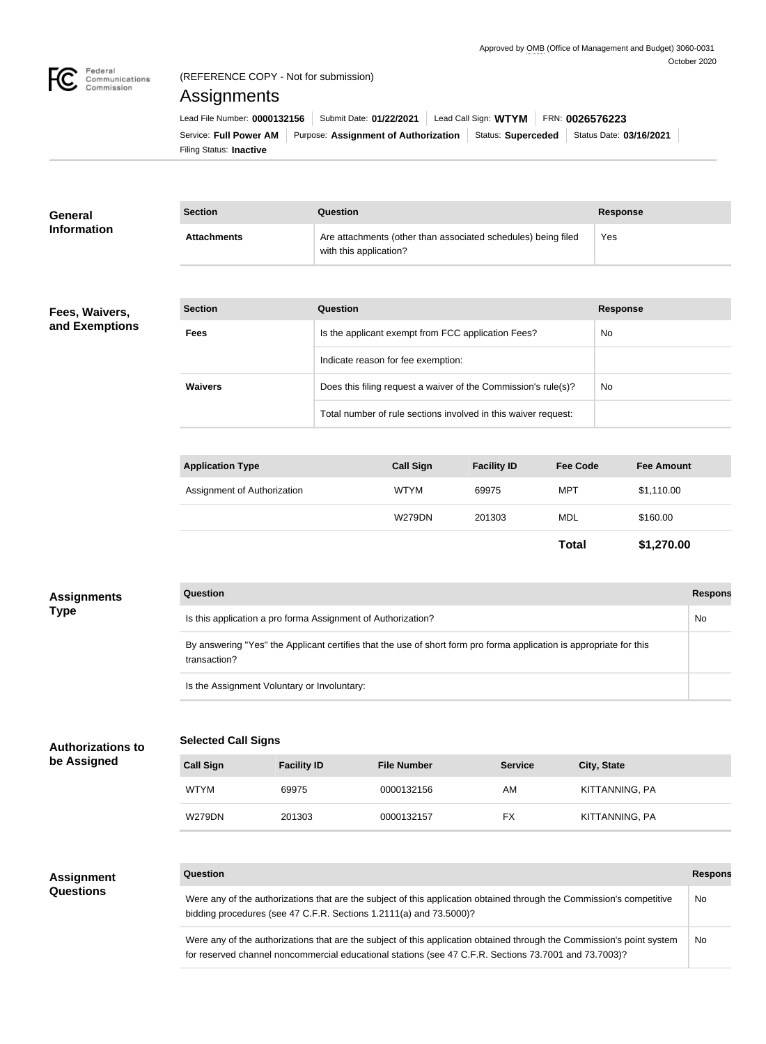Approved by OMB (Office of Management and Budget) 3060-0031
October 2020

(REFERENCE COPY - Not for submission)

# Assignments

Lead File Number: **0000132156** | Submit Date: **01/22/2021** | Lead Call Sign: **WTYM** | FRN: **0026576223**
Service: **Full Power AM** | Purpose: **Assignment of Authorization** | Status: **Superceded** | Status Date: **03/16/2021**
Filing Status: **Inactive**

## General Information

| Section | Question | Response |
|---|---|---|
| **Attachments** | Are attachments (other than associated schedules) being filed with this application? | Yes |

## Fees, Waivers, and Exemptions

| Section | Question | Response |
|---|---|---|
| **Fees** | Is the applicant exempt from FCC application Fees? | No |
| | Indicate reason for fee exemption: | |
| **Waivers** | Does this filing request a waiver of the Commission's rule(s)? | No |
| | Total number of rule sections involved in this waiver request: | |

| Application Type | Call Sign | Facility ID | Fee Code | Fee Amount |
|---|---|---|---|---|
| Assignment of Authorization | WTYM | 69975 | MPT | $1,110.00 |
| | W279DN | 201303 | MDL | $160.00 |
| | | | **Total** | **$1,270.00** |

## Assignments Type

| Question | Response |
|---|---|
| Is this application a pro forma Assignment of Authorization? | No |
| By answering "Yes" the Applicant certifies that the use of short form pro forma application is appropriate for this transaction? | |
| Is the Assignment Voluntary or Involuntary: | |

## Authorizations to be Assigned

### Selected Call Signs

| Call Sign | Facility ID | File Number | Service | City, State |
|---|---|---|---|---|
| WTYM | 69975 | 0000132156 | AM | KITTANNING, PA |
| W279DN | 201303 | 0000132157 | FX | KITTANNING, PA |

## Assignment Questions

| Question | Response |
|---|---|
| Were any of the authorizations that are the subject of this application obtained through the Commission's competitive bidding procedures (see 47 C.F.R. Sections 1.2111(a) and 73.5000)? | No |
| Were any of the authorizations that are the subject of this application obtained through the Commission's point system for reserved channel noncommercial educational stations (see 47 C.F.R. Sections 73.7001 and 73.7003)? | No |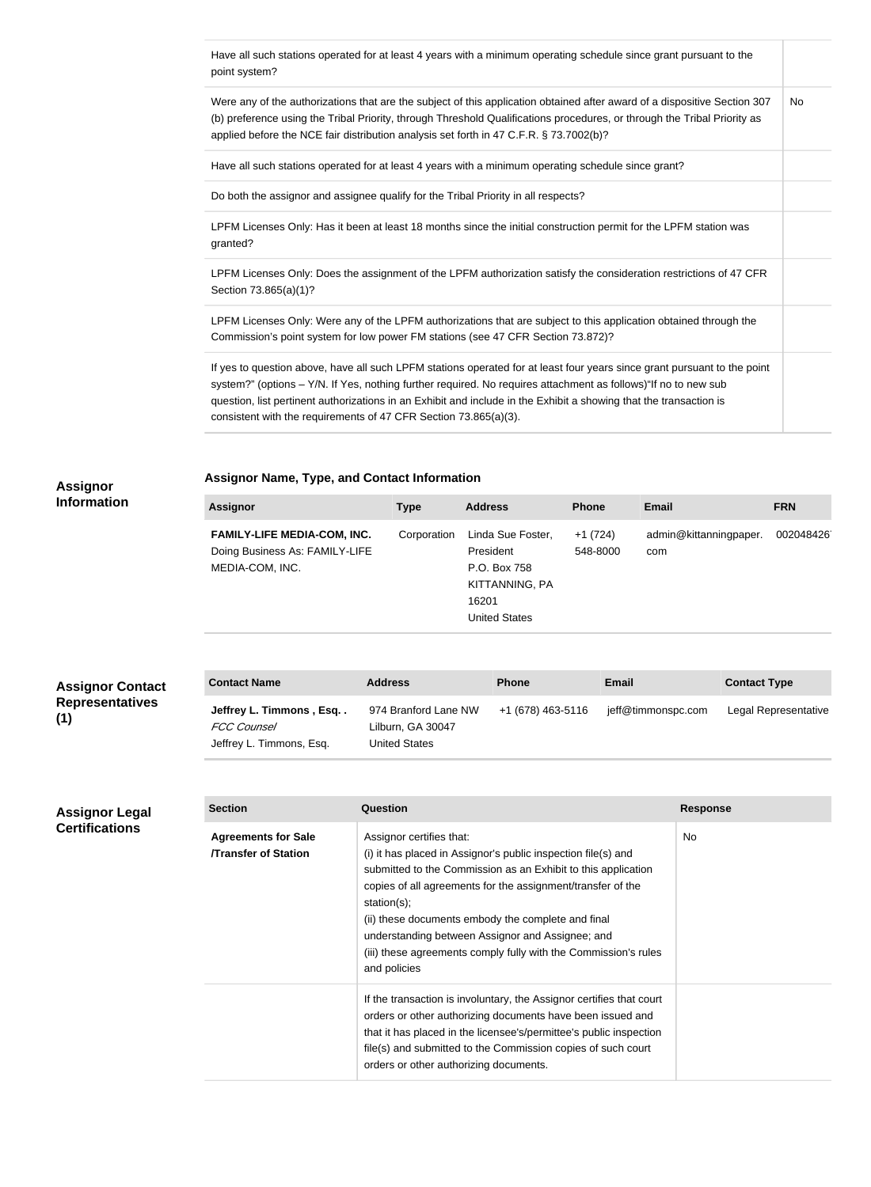| | |
|---|---|
| Have all such stations operated for at least 4 years with a minimum operating schedule since grant pursuant to the point system? | |
| Were any of the authorizations that are the subject of this application obtained after award of a dispositive Section 307 (b) preference using the Tribal Priority, through Threshold Qualifications procedures, or through the Tribal Priority as applied before the NCE fair distribution analysis set forth in 47 C.F.R. § 73.7002(b)? | No |
| Have all such stations operated for at least 4 years with a minimum operating schedule since grant? | |
| Do both the assignor and assignee qualify for the Tribal Priority in all respects? | |
| LPFM Licenses Only: Has it been at least 18 months since the initial construction permit for the LPFM station was granted? | |
| LPFM Licenses Only: Does the assignment of the LPFM authorization satisfy the consideration restrictions of 47 CFR Section 73.865(a)(1)? | |
| LPFM Licenses Only: Were any of the LPFM authorizations that are subject to this application obtained through the Commission's point system for low power FM stations (see 47 CFR Section 73.872)? | |
| If yes to question above, have all such LPFM stations operated for at least four years since grant pursuant to the point system?" (options – Y/N. If Yes, nothing further required. No requires attachment as follows)"If no to new sub question, list pertinent authorizations in an Exhibit and include in the Exhibit a showing that the transaction is consistent with the requirements of 47 CFR Section 73.865(a)(3). | |

## Assignor Information

### Assignor Name, Type, and Contact Information

| Assignor | Type | Address | Phone | Email | FRN |
|---|---|---|---|---|---|
| **FAMILY-LIFE MEDIA-COM, INC.** Doing Business As: FAMILY-LIFE MEDIA-COM, INC. | Corporation | Linda Sue Foster, President P.O. Box 758 KITTANNING, PA 16201 United States | +1 (724) 548-8000 | admin@kittanningpaper.com | 002048426 |

## Assignor Contact Representatives (1)

| Contact Name | Address | Phone | Email | Contact Type |
|---|---|---|---|---|
| **Jeffrey L. Timmons , Esq. .** *FCC Counsel* Jeffrey L. Timmons, Esq. | 974 Branford Lane NW Lilburn, GA 30047 United States | +1 (678) 463-5116 | jeff@timmonspc.com | Legal Representative |

## Assignor Legal Certifications

| Section | Question | Response |
|---|---|---|
| **Agreements for Sale /Transfer of Station** | Assignor certifies that: (i) it has placed in Assignor's public inspection file(s) and submitted to the Commission as an Exhibit to this application copies of all agreements for the assignment/transfer of the station(s); (ii) these documents embody the complete and final understanding between Assignor and Assignee; and (iii) these agreements comply fully with the Commission's rules and policies | No |
| | If the transaction is involuntary, the Assignor certifies that court orders or other authorizing documents have been issued and that it has placed in the licensee's/permittee's public inspection file(s) and submitted to the Commission copies of such court orders or other authorizing documents. | |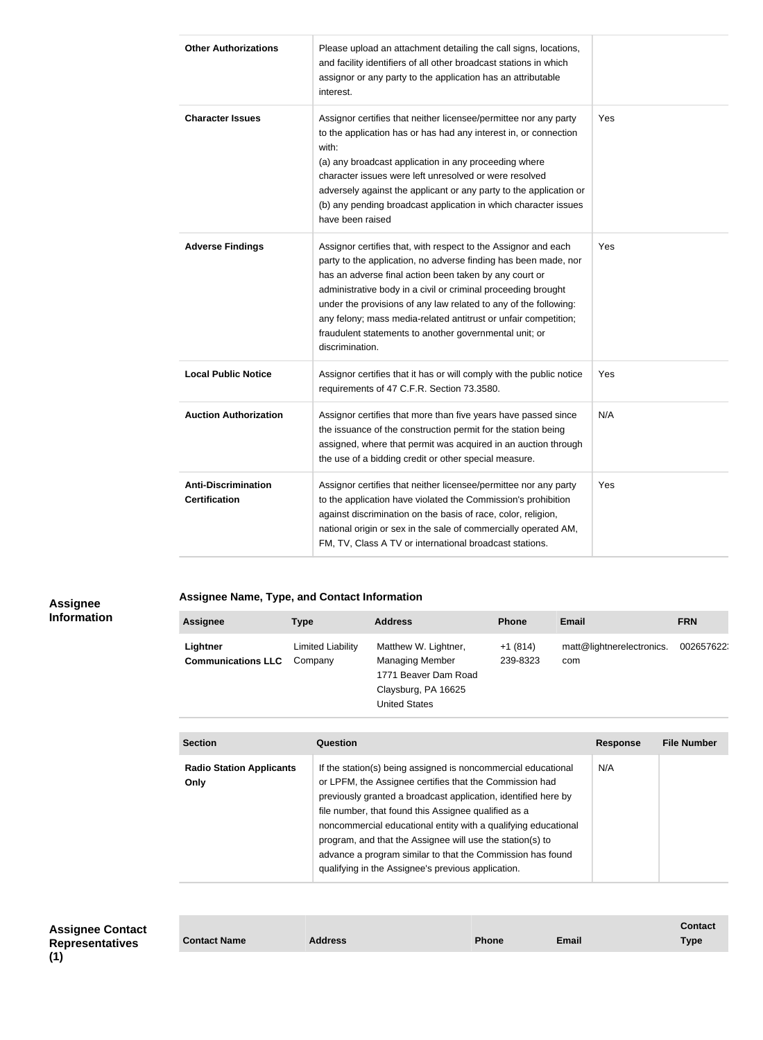| Other Authorizations | Please upload an attachment detailing the call signs, locations, and facility identifiers of all other broadcast stations in which assignor or any party to the application has an attributable interest. | |
|---|---|---|
| Character Issues | Assignor certifies that neither licensee/permittee nor any party to the application has or has had any interest in, or connection with:<br>(a) any broadcast application in any proceeding where character issues were left unresolved or were resolved adversely against the applicant or any party to the application or<br>(b) any pending broadcast application in which character issues have been raised | Yes |
| Adverse Findings | Assignor certifies that, with respect to the Assignor and each party to the application, no adverse finding has been made, nor has an adverse final action been taken by any court or administrative body in a civil or criminal proceeding brought under the provisions of any law related to any of the following: any felony; mass media-related antitrust or unfair competition; fraudulent statements to another governmental unit; or discrimination. | Yes |
| Local Public Notice | Assignor certifies that it has or will comply with the public notice requirements of 47 C.F.R. Section 73.3580. | Yes |
| Auction Authorization | Assignor certifies that more than five years have passed since the issuance of the construction permit for the station being assigned, where that permit was acquired in an auction through the use of a bidding credit or other special measure. | N/A |
| Anti-Discrimination Certification | Assignor certifies that neither licensee/permittee nor any party to the application have violated the Commission's prohibition against discrimination on the basis of race, color, religion, national origin or sex in the sale of commercially operated AM, FM, TV, Class A TV or international broadcast stations. | Yes |

## Assignee Information

### Assignee Name, Type, and Contact Information

| Assignee | Type | Address | Phone | Email | FRN |
|---|---|---|---|---|---|
| Lightner Communications LLC | Limited Liability Company | Matthew W. Lightner, Managing Member<br>1771 Beaver Dam Road<br>Claysburg, PA 16625<br>United States | +1 (814) 239-8323 | matt@lightnerelectronics.com | 002657622 |

| Section | Question | Response | File Number |
|---|---|---|---|
| Radio Station Applicants Only | If the station(s) being assigned is noncommercial educational or LPFM, the Assignee certifies that the Commission had previously granted a broadcast application, identified here by file number, that found this Assignee qualified as a noncommercial educational entity with a qualifying educational program, and that the Assignee will use the station(s) to advance a program similar to that the Commission has found qualifying in the Assignee's previous application. | N/A | |

## Assignee Contact Representatives (1)

| Contact Name | Address | Phone | Email | Contact Type |
|---|---|---|---|---|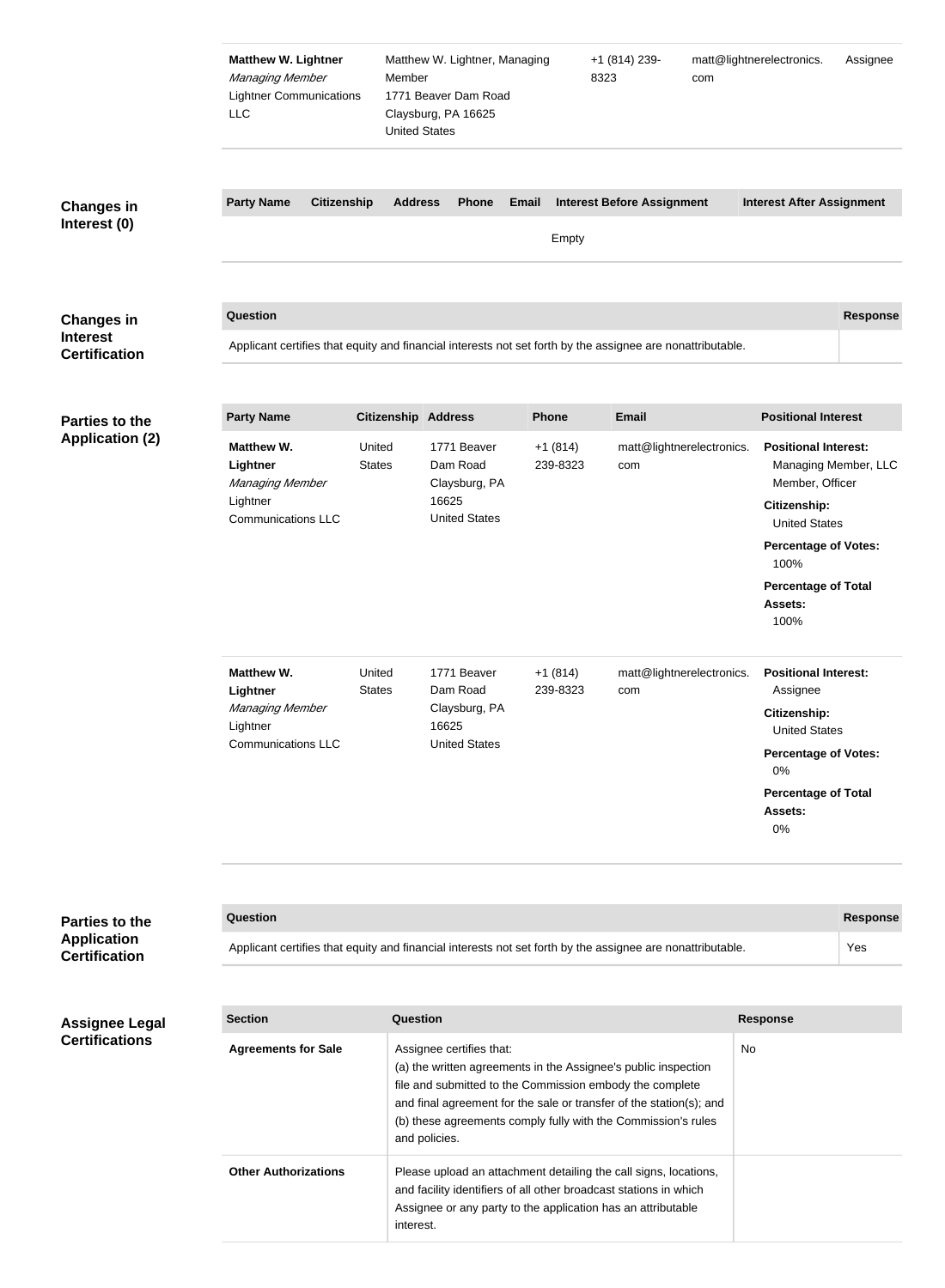| | | | | |
|---|---|---|---|---|
| **Matthew W. Lightner**<br>*Managing Member*<br>Lightner Communications LLC | Matthew W. Lightner, Managing Member<br>1771 Beaver Dam Road<br>Claysburg, PA 16625<br>United States | +1 (814) 239-8323 | matt@lightnerelectronics.com | Assignee |

## Changes in Interest (0)

| Party Name | Citizenship | Address | Phone | Email | Interest Before Assignment | Interest After Assignment |
|---|---|---|---|---|---|---|
| | | | | Empty | | |

## Changes in Interest Certification

| Question | Response |
|---|---|
| Applicant certifies that equity and financial interests not set forth by the assignee are nonattributable. | |

## Parties to the Application (2)

| Party Name | Citizenship | Address | Phone | Email | Positional Interest |
|---|---|---|---|---|---|
| **Matthew W. Lightner**<br>*Managing Member*<br>Lightner Communications LLC | United States | 1771 Beaver Dam Road<br>Claysburg, PA 16625<br>United States | +1 (814) 239-8323 | matt@lightnerelectronics.com | **Positional Interest:** Managing Member, LLC Member, Officer<br>**Citizenship:** United States<br>**Percentage of Votes:** 100%<br>**Percentage of Total Assets:** 100% |
| **Matthew W. Lightner**<br>*Managing Member*<br>Lightner Communications LLC | United States | 1771 Beaver Dam Road<br>Claysburg, PA 16625<br>United States | +1 (814) 239-8323 | matt@lightnerelectronics.com | **Positional Interest:** Assignee<br>**Citizenship:** United States<br>**Percentage of Votes:** 0%<br>**Percentage of Total Assets:** 0% |

## Parties to the Application Certification

| Question | Response |
|---|---|
| Applicant certifies that equity and financial interests not set forth by the assignee are nonattributable. | Yes |

## Assignee Legal Certifications

| Section | Question | Response |
|---|---|---|
| **Agreements for Sale** | Assignee certifies that:<br>(a) the written agreements in the Assignee's public inspection file and submitted to the Commission embody the complete and final agreement for the sale or transfer of the station(s); and<br>(b) these agreements comply fully with the Commission's rules and policies. | No |
| **Other Authorizations** | Please upload an attachment detailing the call signs, locations, and facility identifiers of all other broadcast stations in which Assignee or any party to the application has an attributable interest. | |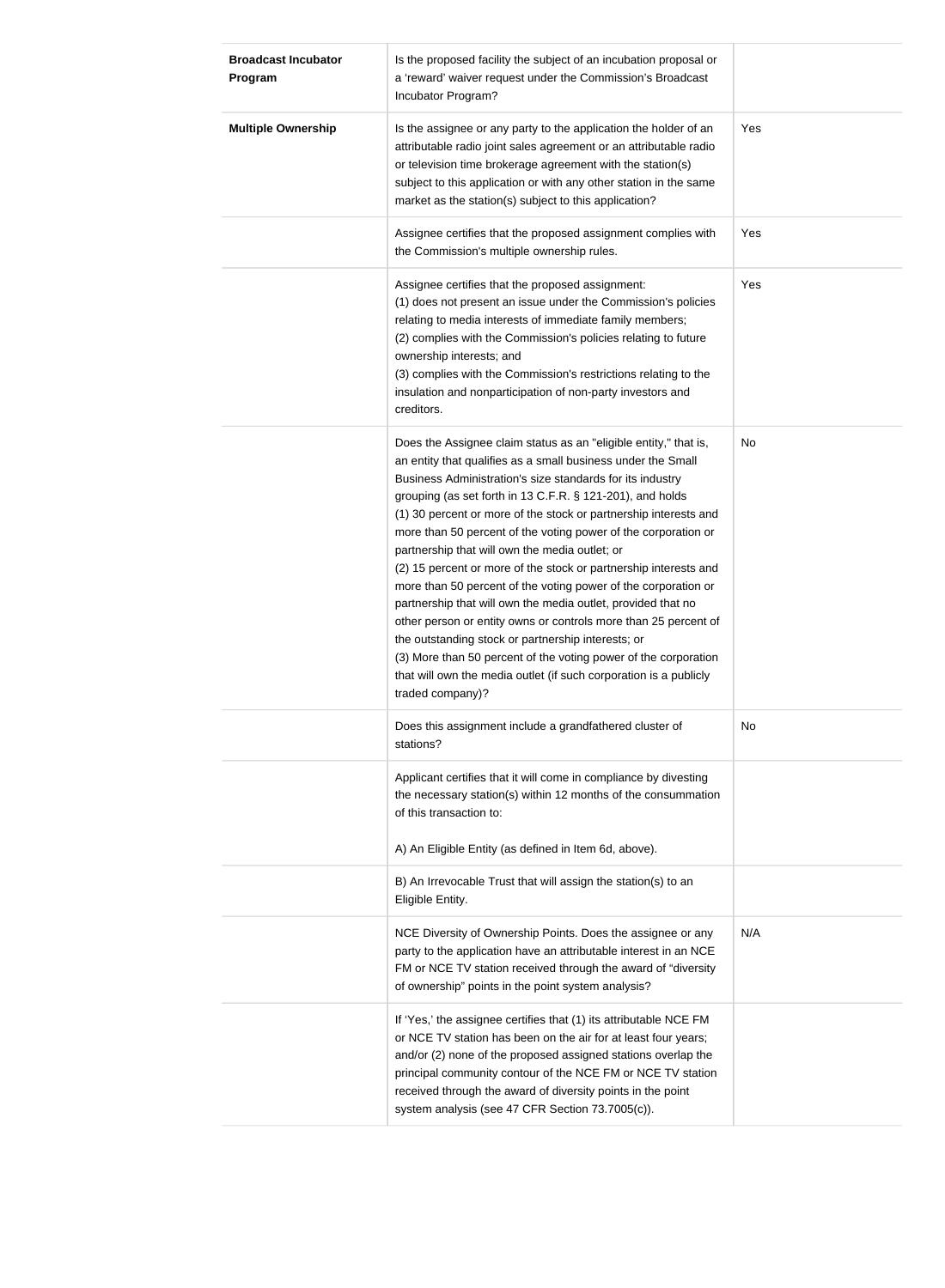| | | |
|---|---|---|
| **Broadcast Incubator Program** | Is the proposed facility the subject of an incubation proposal or a 'reward' waiver request under the Commission's Broadcast Incubator Program? | |
| **Multiple Ownership** | Is the assignee or any party to the application the holder of an attributable radio joint sales agreement or an attributable radio or television time brokerage agreement with the station(s) subject to this application or with any other station in the same market as the station(s) subject to this application? | Yes |
| | Assignee certifies that the proposed assignment complies with the Commission's multiple ownership rules. | Yes |
| | Assignee certifies that the proposed assignment:<br>(1) does not present an issue under the Commission's policies relating to media interests of immediate family members;<br>(2) complies with the Commission's policies relating to future ownership interests; and<br>(3) complies with the Commission's restrictions relating to the insulation and nonparticipation of non-party investors and creditors. | Yes |
| | Does the Assignee claim status as an "eligible entity," that is, an entity that qualifies as a small business under the Small Business Administration's size standards for its industry grouping (as set forth in 13 C.F.R. § 121-201), and holds<br>(1) 30 percent or more of the stock or partnership interests and more than 50 percent of the voting power of the corporation or partnership that will own the media outlet; or<br>(2) 15 percent or more of the stock or partnership interests and more than 50 percent of the voting power of the corporation or partnership that will own the media outlet, provided that no other person or entity owns or controls more than 25 percent of the outstanding stock or partnership interests; or<br>(3) More than 50 percent of the voting power of the corporation that will own the media outlet (if such corporation is a publicly traded company)? | No |
| | Does this assignment include a grandfathered cluster of stations? | No |
| | Applicant certifies that it will come in compliance by divesting the necessary station(s) within 12 months of the consummation of this transaction to:<br><br>A) An Eligible Entity (as defined in Item 6d, above). | |
| | B) An Irrevocable Trust that will assign the station(s) to an Eligible Entity. | |
| | NCE Diversity of Ownership Points. Does the assignee or any party to the application have an attributable interest in an NCE FM or NCE TV station received through the award of "diversity of ownership" points in the point system analysis? | N/A |
| | If 'Yes,' the assignee certifies that (1) its attributable NCE FM or NCE TV station has been on the air for at least four years; and/or (2) none of the proposed assigned stations overlap the principal community contour of the NCE FM or NCE TV station received through the award of diversity points in the point system analysis (see 47 CFR Section 73.7005(c)). | |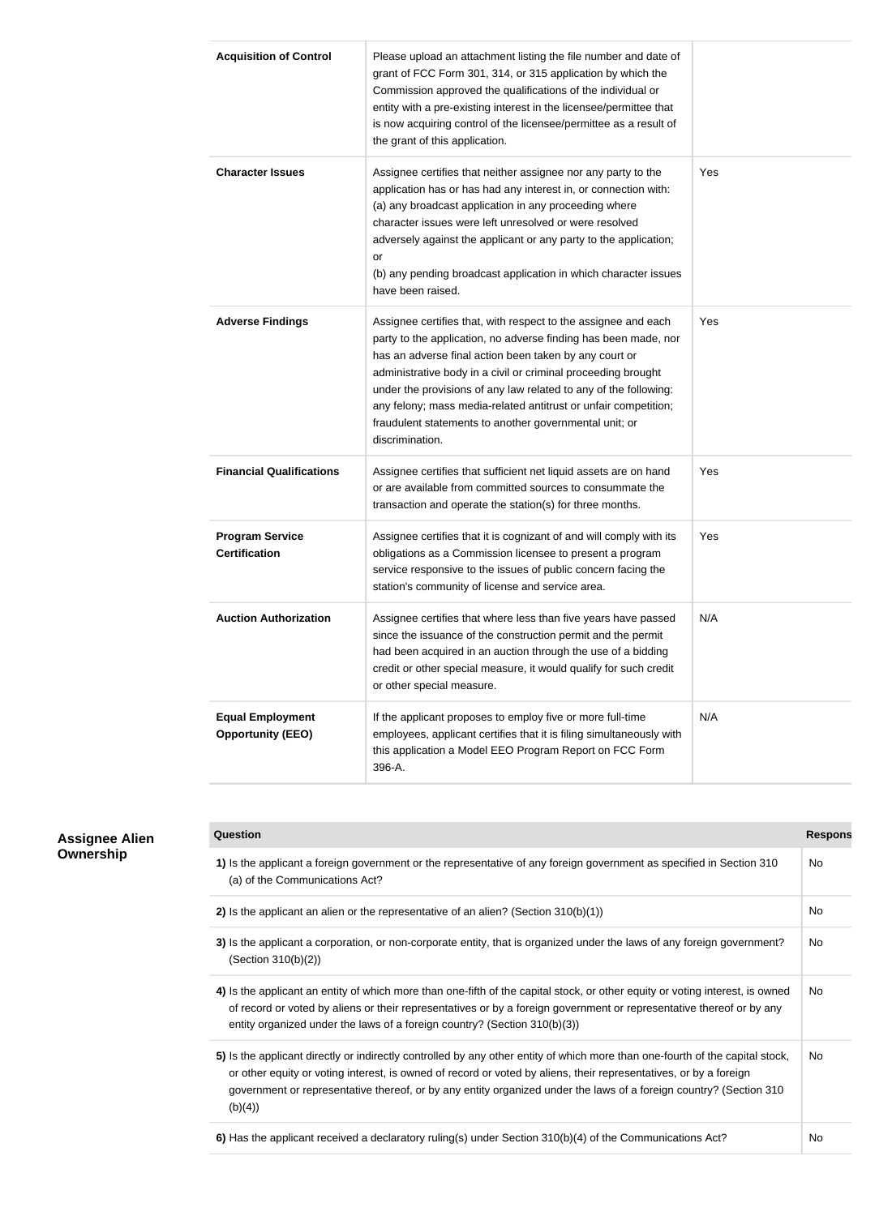| | | |
|---|---|---|
| **Acquisition of Control** | Please upload an attachment listing the file number and date of grant of FCC Form 301, 314, or 315 application by which the Commission approved the qualifications of the individual or entity with a pre-existing interest in the licensee/permittee that is now acquiring control of the licensee/permittee as a result of the grant of this application. | |
| **Character Issues** | Assignee certifies that neither assignee nor any party to the application has or has had any interest in, or connection with: (a) any broadcast application in any proceeding where character issues were left unresolved or were resolved adversely against the applicant or any party to the application; or (b) any pending broadcast application in which character issues have been raised. | Yes |
| **Adverse Findings** | Assignee certifies that, with respect to the assignee and each party to the application, no adverse finding has been made, nor has an adverse final action been taken by any court or administrative body in a civil or criminal proceeding brought under the provisions of any law related to any of the following: any felony; mass media-related antitrust or unfair competition; fraudulent statements to another governmental unit; or discrimination. | Yes |
| **Financial Qualifications** | Assignee certifies that sufficient net liquid assets are on hand or are available from committed sources to consummate the transaction and operate the station(s) for three months. | Yes |
| **Program Service Certification** | Assignee certifies that it is cognizant of and will comply with its obligations as a Commission licensee to present a program service responsive to the issues of public concern facing the station's community of license and service area. | Yes |
| **Auction Authorization** | Assignee certifies that where less than five years have passed since the issuance of the construction permit and the permit had been acquired in an auction through the use of a bidding credit or other special measure, it would qualify for such credit or other special measure. | N/A |
| **Equal Employment Opportunity (EEO)** | If the applicant proposes to employ five or more full-time employees, applicant certifies that it is filing simultaneously with this application a Model EEO Program Report on FCC Form 396-A. | N/A |

**Assignee Alien Ownership**

| Question | Response |
|---|---|
| **1)** Is the applicant a foreign government or the representative of any foreign government as specified in Section 310 (a) of the Communications Act? | No |
| **2)** Is the applicant an alien or the representative of an alien? (Section 310(b)(1)) | No |
| **3)** Is the applicant a corporation, or non-corporate entity, that is organized under the laws of any foreign government? (Section 310(b)(2)) | No |
| **4)** Is the applicant an entity of which more than one-fifth of the capital stock, or other equity or voting interest, is owned of record or voted by aliens or their representatives or by a foreign government or representative thereof or by any entity organized under the laws of a foreign country? (Section 310(b)(3)) | No |
| **5)** Is the applicant directly or indirectly controlled by any other entity of which more than one-fourth of the capital stock, or other equity or voting interest, is owned of record or voted by aliens, their representatives, or by a foreign government or representative thereof, or by any entity organized under the laws of a foreign country? (Section 310 (b)(4)) | No |
| **6)** Has the applicant received a declaratory ruling(s) under Section 310(b)(4) of the Communications Act? | No |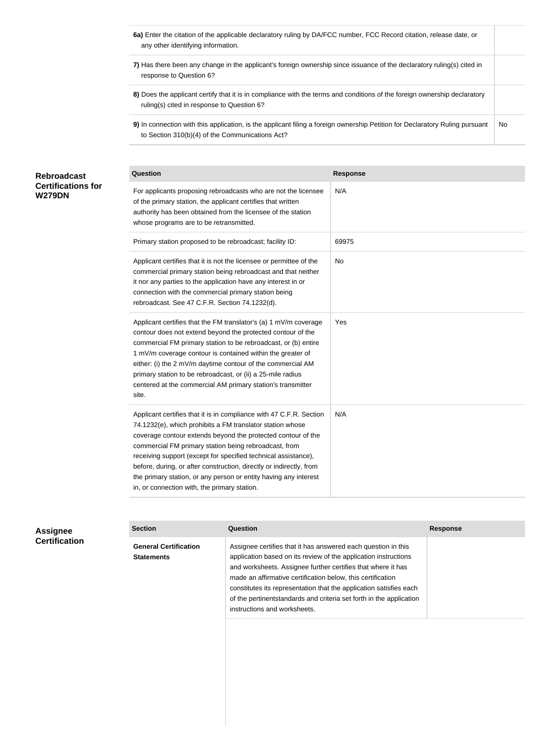| | |
|---|---|
| **6a)** Enter the citation of the applicable declaratory ruling by DA/FCC number, FCC Record citation, release date, or any other identifying information. | |
| **7)** Has there been any change in the applicant's foreign ownership since issuance of the declaratory ruling(s) cited in response to Question 6? | |
| **8)** Does the applicant certify that it is in compliance with the terms and conditions of the foreign ownership declaratory ruling(s) cited in response to Question 6? | |
| **9)** In connection with this application, is the applicant filing a foreign ownership Petition for Declaratory Ruling pursuant to Section 310(b)(4) of the Communications Act? | No |

**Rebroadcast Certifications for W279DN**

| Question | Response |
|---|---|
| For applicants proposing rebroadcasts who are not the licensee of the primary station, the applicant certifies that written authority has been obtained from the licensee of the station whose programs are to be retransmitted. | N/A |
| Primary station proposed to be rebroadcast; facility ID: | 69975 |
| Applicant certifies that it is not the licensee or permittee of the commercial primary station being rebroadcast and that neither it nor any parties to the application have any interest in or connection with the commercial primary station being rebroadcast. See 47 C.F.R. Section 74.1232(d). | No |
| Applicant certifies that the FM translator's (a) 1 mV/m coverage contour does not extend beyond the protected contour of the commercial FM primary station to be rebroadcast, or (b) entire 1 mV/m coverage contour is contained within the greater of either: (i) the 2 mV/m daytime contour of the commercial AM primary station to be rebroadcast, or (ii) a 25-mile radius centered at the commercial AM primary station's transmitter site. | Yes |
| Applicant certifies that it is in compliance with 47 C.F.R. Section 74.1232(e), which prohibits a FM translator station whose coverage contour extends beyond the protected contour of the commercial FM primary station being rebroadcast, from receiving support (except for specified technical assistance), before, during, or after construction, directly or indirectly, from the primary station, or any person or entity having any interest in, or connection with, the primary station. | N/A |

**Assignee Certification**

| Section | Question | Response |
|---|---|---|
| **General Certification Statements** | Assignee certifies that it has answered each question in this application based on its review of the application instructions and worksheets. Assignee further certifies that where it has made an affirmative certification below, this certification constitutes its representation that the application satisfies each of the pertinentstandards and criteria set forth in the application instructions and worksheets. | |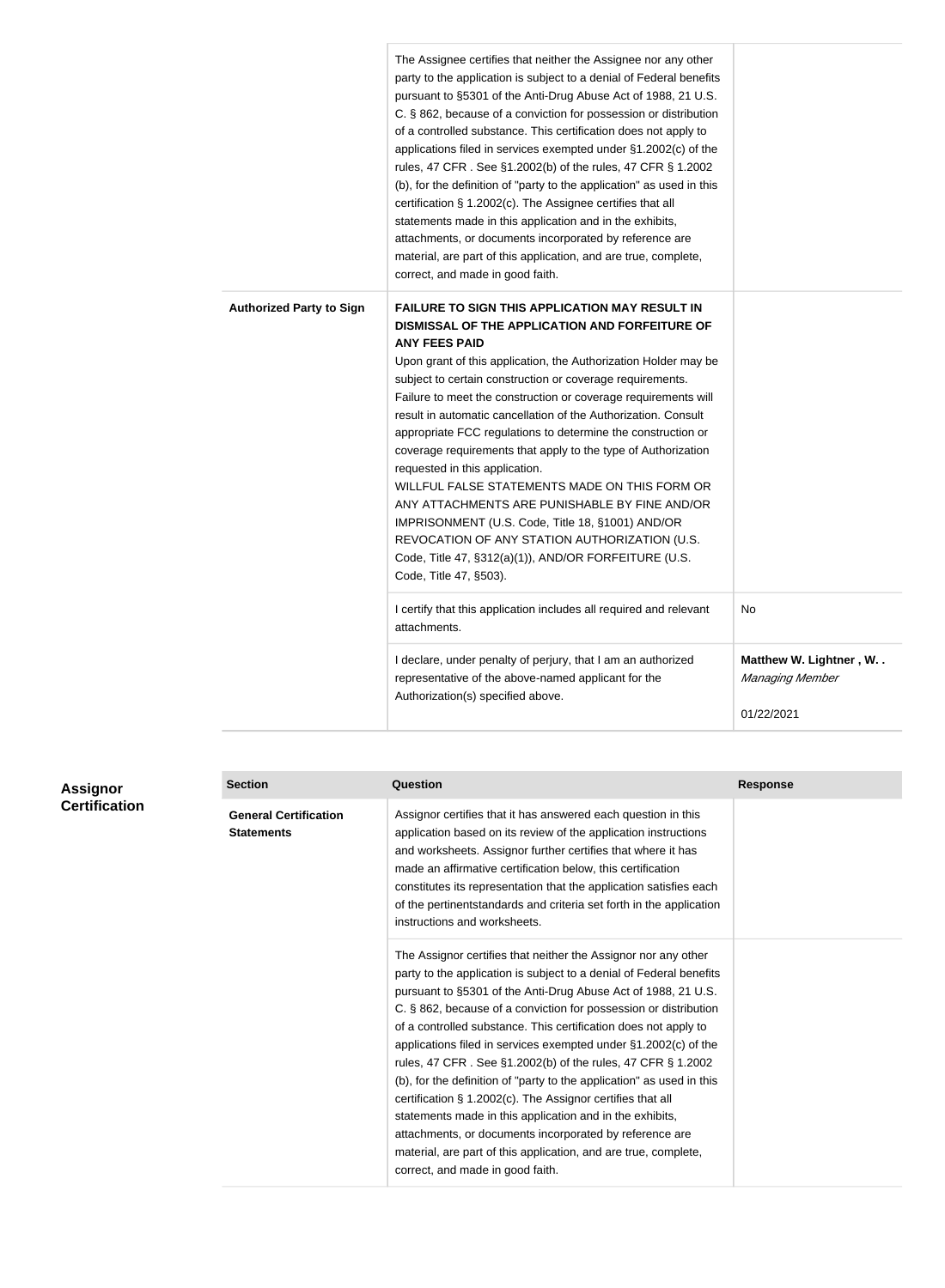| Section | Question | Response |
|---|---|---|
| | The Assignee certifies that neither the Assignee nor any other party to the application is subject to a denial of Federal benefits pursuant to §5301 of the Anti-Drug Abuse Act of 1988, 21 U.S. C. § 862, because of a conviction for possession or distribution of a controlled substance. This certification does not apply to applications filed in services exempted under §1.2002(c) of the rules, 47 CFR . See §1.2002(b) of the rules, 47 CFR § 1.2002 (b), for the definition of "party to the application" as used in this certification § 1.2002(c). The Assignee certifies that all statements made in this application and in the exhibits, attachments, or documents incorporated by reference are material, are part of this application, and are true, complete, correct, and made in good faith. | |
| **Authorized Party to Sign** | **FAILURE TO SIGN THIS APPLICATION MAY RESULT IN DISMISSAL OF THE APPLICATION AND FORFEITURE OF ANY FEES PAID**<br>Upon grant of this application, the Authorization Holder may be subject to certain construction or coverage requirements. Failure to meet the construction or coverage requirements will result in automatic cancellation of the Authorization. Consult appropriate FCC regulations to determine the construction or coverage requirements that apply to the type of Authorization requested in this application.<br>WILLFUL FALSE STATEMENTS MADE ON THIS FORM OR ANY ATTACHMENTS ARE PUNISHABLE BY FINE AND/OR IMPRISONMENT (U.S. Code, Title 18, §1001) AND/OR REVOCATION OF ANY STATION AUTHORIZATION (U.S. Code, Title 47, §312(a)(1)), AND/OR FORFEITURE (U.S. Code, Title 47, §503). | |
| | I certify that this application includes all required and relevant attachments. | No |
| | I declare, under penalty of perjury, that I am an authorized representative of the above-named applicant for the Authorization(s) specified above. | **Matthew W. Lightner , W. .**<br>*Managing Member*<br><br>01/22/2021 |

## Assignor Certification

| Section | Question | Response |
|---|---|---|
| **General Certification Statements** | Assignor certifies that it has answered each question in this application based on its review of the application instructions and worksheets. Assignor further certifies that where it has made an affirmative certification below, this certification constitutes its representation that the application satisfies each of the pertinentstandards and criteria set forth in the application instructions and worksheets. | |
| | The Assignor certifies that neither the Assignor nor any other party to the application is subject to a denial of Federal benefits pursuant to §5301 of the Anti-Drug Abuse Act of 1988, 21 U.S. C. § 862, because of a conviction for possession or distribution of a controlled substance. This certification does not apply to applications filed in services exempted under §1.2002(c) of the rules, 47 CFR . See §1.2002(b) of the rules, 47 CFR § 1.2002 (b), for the definition of "party to the application" as used in this certification § 1.2002(c). The Assignor certifies that all statements made in this application and in the exhibits, attachments, or documents incorporated by reference are material, are part of this application, and are true, complete, correct, and made in good faith. | |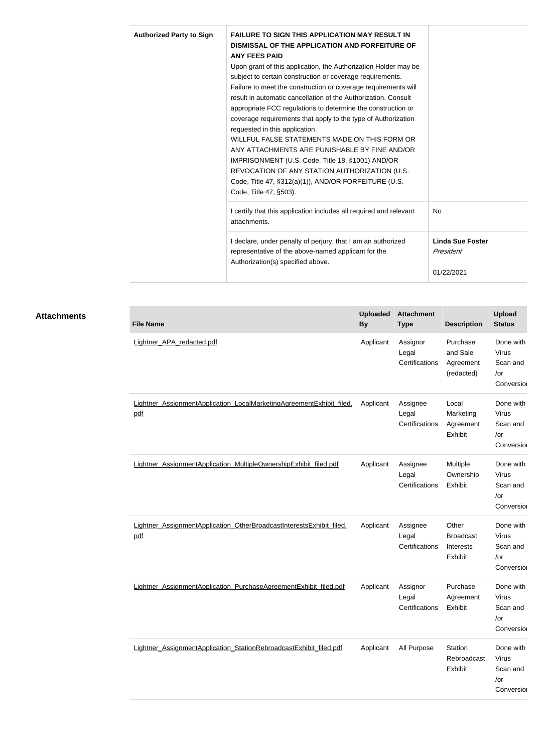| Authorized Party to Sign | **FAILURE TO SIGN THIS APPLICATION MAY RESULT IN DISMISSAL OF THE APPLICATION AND FORFEITURE OF ANY FEES PAID**<br>Upon grant of this application, the Authorization Holder may be subject to certain construction or coverage requirements. Failure to meet the construction or coverage requirements will result in automatic cancellation of the Authorization. Consult appropriate FCC regulations to determine the construction or coverage requirements that apply to the type of Authorization requested in this application.<br>WILLFUL FALSE STATEMENTS MADE ON THIS FORM OR ANY ATTACHMENTS ARE PUNISHABLE BY FINE AND/OR IMPRISONMENT (U.S. Code, Title 18, §1001) AND/OR REVOCATION OF ANY STATION AUTHORIZATION (U.S. Code, Title 47, §312(a)(1)), AND/OR FORFEITURE (U.S. Code, Title 47, §503). | |
|---|---|---|
| | I certify that this application includes all required and relevant attachments. | No |
| | I declare, under penalty of perjury, that I am an authorized representative of the above-named applicant for the Authorization(s) specified above. | **Linda Sue Foster**<br>*President*<br><br>01/22/2021 |

## Attachments

| File Name | Uploaded By | Attachment Type | Description | Upload Status |
|---|---|---|---|---|
| Lightner_APA_redacted.pdf | Applicant | Assignor Legal Certifications | Purchase and Sale Agreement (redacted) | Done with Virus Scan and /or Conversion |
| Lightner_AssignmentApplication_LocalMarketingAgreementExhibit_filed.pdf | Applicant | Assignee Legal Certifications | Local Marketing Agreement Exhibit | Done with Virus Scan and /or Conversion |
| Lightner_AssignmentApplication_MultipleOwnershipExhibit_filed.pdf | Applicant | Assignee Legal Certifications | Multiple Ownership Exhibit | Done with Virus Scan and /or Conversion |
| Lightner_AssignmentApplication_OtherBroadcastInterestsExhibit_filed.pdf | Applicant | Assignee Legal Certifications | Other Broadcast Interests Exhibit | Done with Virus Scan and /or Conversion |
| Lightner_AssignmentApplication_PurchaseAgreementExhibit_filed.pdf | Applicant | Assignor Legal Certifications | Purchase Agreement Exhibit | Done with Virus Scan and /or Conversion |
| Lightner_AssignmentApplication_StationRebroadcastExhibit_filed.pdf | Applicant | All Purpose | Station Rebroadcast Exhibit | Done with Virus Scan and /or Conversion |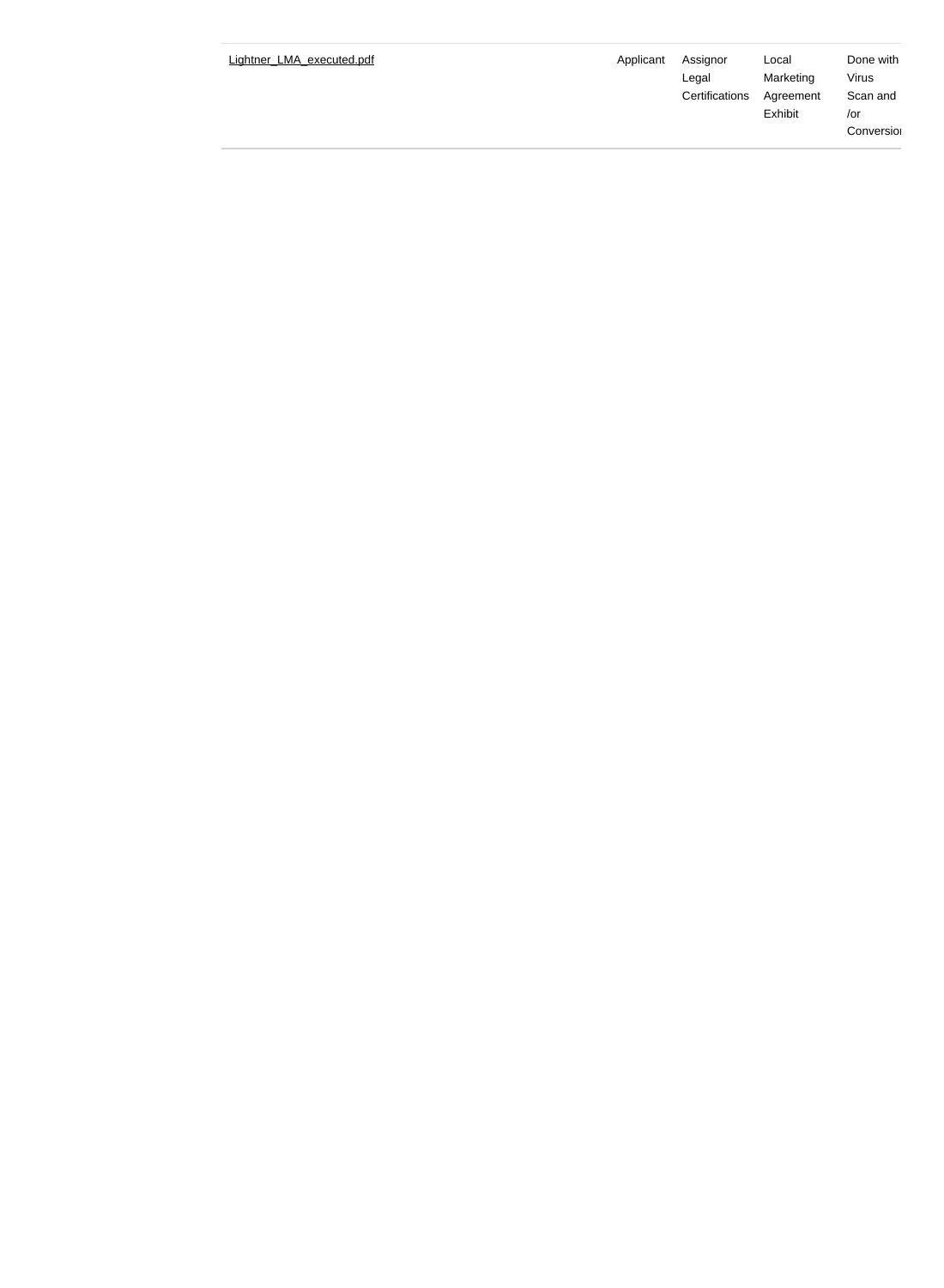| | | | | |
|---|---|---|---|---|
| Lightner_LMA_executed.pdf | Applicant | Assignor Legal Certifications | Local Marketing Agreement Exhibit | Done with Virus Scan and /or Conversion |